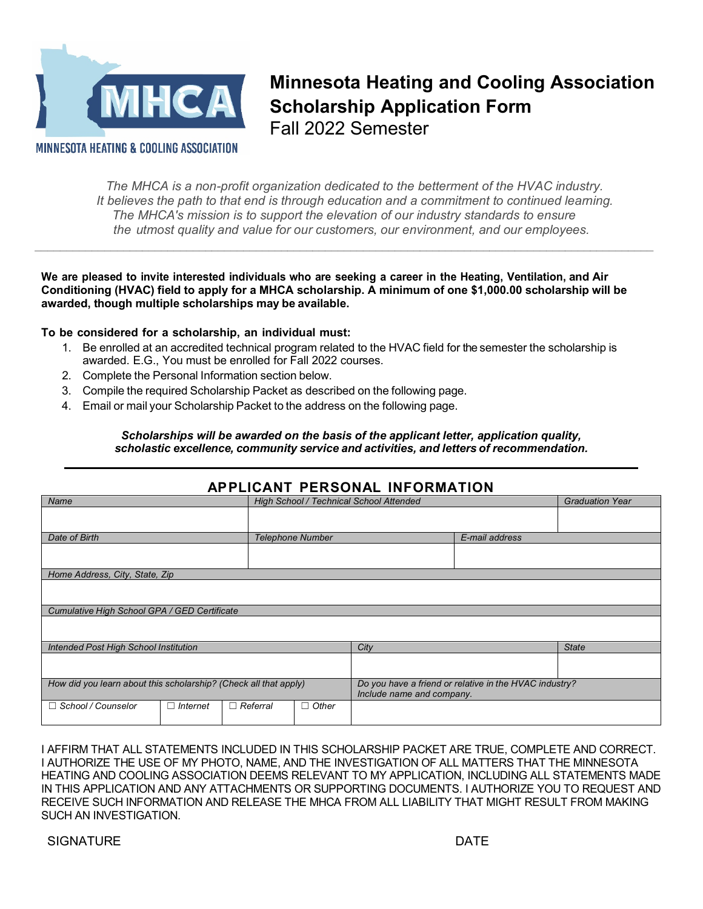MINNESOTA HEATING & COOLING ASSOCIATION

# Minnesota Heating and Cooling Association Scholarship Application Form

## Fall 2022 Semester

*The MHCA is a non-profit organization dedicated to the betterment of the HVAC industry. It believes the path to that end is through education and a commitment to continued learning. The MHCA's mission is to support the elevation of our industry standards to ensure the utmost quality and value for our customers, our environment, and our employees.*

---

**We are pleased to invite interested individuals who are seeking a career in the Heating, Ventilation, and Air Conditioning (HVAC) field to apply for a MHCA scholarship. A minimum of one $1,000.00 scholarship will be awarded, though multiple scholarships may be available.**

**To be considered for a scholarship, an individual must:**

1. Be enrolled at an accredited technical program related to the HVAC field for the semester the scholarship is awarded. E.G., You must be enrolled for Fall 2022 courses.
2. Complete the Personal Information section below.
3. Compile the required Scholarship Packet as described on the following page.
4. Email or mail your Scholarship Packet to the address on the following page.

***Scholarships will be awarded on the basis of the applicant letter, application quality, scholastic excellence, community service and activities, and letters of recommendation.***

---

## APPLICANT PERSONAL INFORMATION

| *Name* | *High School / Technical School Attended* | | *Graduation Year* |
|---|---|---|---|
| | | | |
| *Date of Birth* | *Telephone Number* | *E-mail address* | |
| | | | |

| *Home Address, City, State, Zip* |
|---|
| |
| *Cumulative High School GPA / GED Certificate* |
| |

| *Intended Post High School Institution* | *City* | *State* |
|---|---|---|
| | | |

| *How did you learn about this scholarship? (Check all that apply)* | | | | *Do you have a friend or relative in the HVAC industry? Include name and company.* |
|---|---|---|---|---|
| ☐ *School / Counselor* | ☐ *Internet* | ☐ *Referral* | ☐ *Other* | |

I AFFIRM THAT ALL STATEMENTS INCLUDED IN THIS SCHOLARSHIP PACKET ARE TRUE, COMPLETE AND CORRECT. I AUTHORIZE THE USE OF MY PHOTO, NAME, AND THE INVESTIGATION OF ALL MATTERS THAT THE MINNESOTA HEATING AND COOLING ASSOCIATION DEEMS RELEVANT TO MY APPLICATION, INCLUDING ALL STATEMENTS MADE IN THIS APPLICATION AND ANY ATTACHMENTS OR SUPPORTING DOCUMENTS. I AUTHORIZE YOU TO REQUEST AND RECEIVE SUCH INFORMATION AND RELEASE THE MHCA FROM ALL LIABILITY THAT MIGHT RESULT FROM MAKING SUCH AN INVESTIGATION.

SIGNATURE　　　　　　　　　　　　　　　　　　　　DATE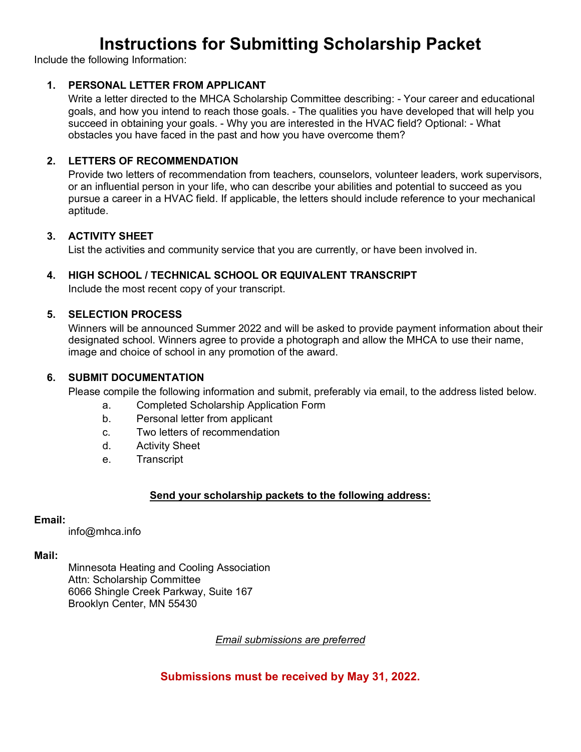# Instructions for Submitting Scholarship Packet

Include the following Information:

1. **PERSONAL LETTER FROM APPLICANT**
   Write a letter directed to the MHCA Scholarship Committee describing: - Your career and educational goals, and how you intend to reach those goals. - The qualities you have developed that will help you succeed in obtaining your goals. - Why you are interested in the HVAC field? Optional: - What obstacles you have faced in the past and how you have overcome them?

2. **LETTERS OF RECOMMENDATION**
   Provide two letters of recommendation from teachers, counselors, volunteer leaders, work supervisors, or an influential person in your life, who can describe your abilities and potential to succeed as you pursue a career in a HVAC field. If applicable, the letters should include reference to your mechanical aptitude.

3. **ACTIVITY SHEET**
   List the activities and community service that you are currently, or have been involved in.

4. **HIGH SCHOOL / TECHNICAL SCHOOL OR EQUIVALENT TRANSCRIPT**
   Include the most recent copy of your transcript.

5. **SELECTION PROCESS**
   Winners will be announced Summer 2022 and will be asked to provide payment information about their designated school. Winners agree to provide a photograph and allow the MHCA to use their name, image and choice of school in any promotion of the award.

6. **SUBMIT DOCUMENTATION**
   Please compile the following information and submit, preferably via email, to the address listed below.
   a. Completed Scholarship Application Form
   b. Personal letter from applicant
   c. Two letters of recommendation
   d. Activity Sheet
   e. Transcript

<u>**Send your scholarship packets to the following address:**</u>

**Email:**

info@mhca.info

**Mail:**

Minnesota Heating and Cooling Association
Attn: Scholarship Committee
6066 Shingle Creek Parkway, Suite 167
Brooklyn Center, MN 55430

*<u>Email submissions are preferred</u>*

**Submissions must be received by May 31, 2022.**